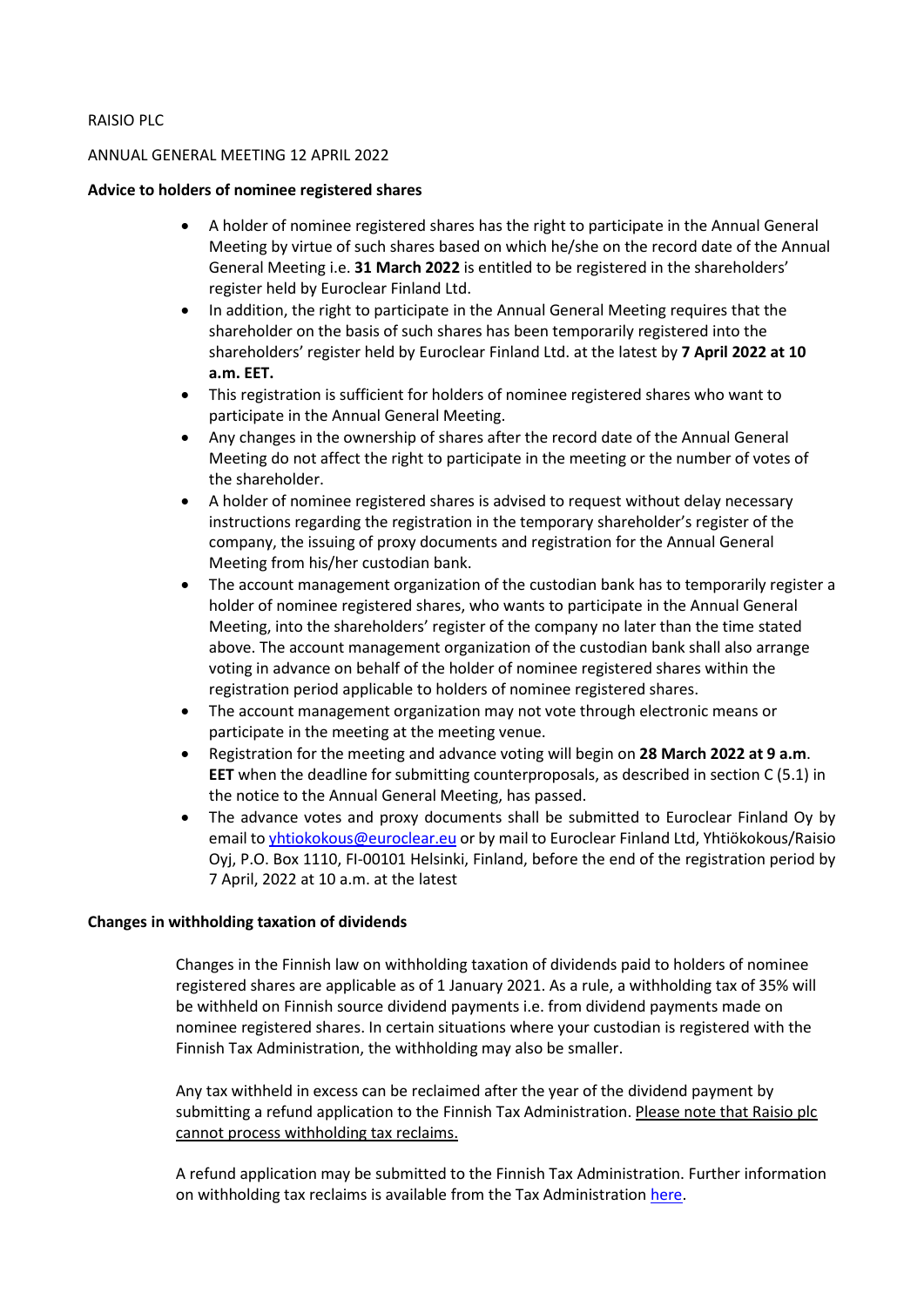RAISIO PLC

ANNUAL GENERAL MEETING 12 APRIL 2022

**Advice to holders of nominee registered shares**

- A holder of nominee registered shares has the right to participate in the Annual General Meeting by virtue of such shares based on which he/she on the record date of the Annual General Meeting i.e. **31 March 2022** is entitled to be registered in the shareholders' register held by Euroclear Finland Ltd.
- In addition, the right to participate in the Annual General Meeting requires that the shareholder on the basis of such shares has been temporarily registered into the shareholders' register held by Euroclear Finland Ltd. at the latest by **7 April 2022 at 10 a.m. EET.**
- This registration is sufficient for holders of nominee registered shares who want to participate in the Annual General Meeting.
- Any changes in the ownership of shares after the record date of the Annual General Meeting do not affect the right to participate in the meeting or the number of votes of the shareholder.
- A holder of nominee registered shares is advised to request without delay necessary instructions regarding the registration in the temporary shareholder's register of the company, the issuing of proxy documents and registration for the Annual General Meeting from his/her custodian bank.
- The account management organization of the custodian bank has to temporarily register a holder of nominee registered shares, who wants to participate in the Annual General Meeting, into the shareholders' register of the company no later than the time stated above. The account management organization of the custodian bank shall also arrange voting in advance on behalf of the holder of nominee registered shares within the registration period applicable to holders of nominee registered shares.
- The account management organization may not vote through electronic means or participate in the meeting at the meeting venue.
- Registration for the meeting and advance voting will begin on **28 March 2022 at 9 a.m**. **EET** when the deadline for submitting counterproposals, as described in section C (5.1) in the notice to the Annual General Meeting, has passed.
- The advance votes and proxy documents shall be submitted to Euroclear Finland Oy by email to [yhtiokokous@euroclear.eu](mailto:yhtiokokous@euroclear.eu) or by mail to Euroclear Finland Ltd, Yhtiökokous/Raisio Oyj, P.O. Box 1110, FI-00101 Helsinki, Finland, before the end of the registration period by 7 April, 2022 at 10 a.m. at the latest

**Changes in withholding taxation of dividends**

Changes in the Finnish law on withholding taxation of dividends paid to holders of nominee registered shares are applicable as of 1 January 2021. As a rule, a withholding tax of 35% will be withheld on Finnish source dividend payments i.e. from dividend payments made on nominee registered shares. In certain situations where your custodian is registered with the Finnish Tax Administration, the withholding may also be smaller.

Any tax withheld in excess can be reclaimed after the year of the dividend payment by submitting a refund application to the Finnish Tax Administration. Please note that Raisio plc cannot process withholding tax reclaims.

A refund application may be submitted to the Finnish Tax Administration. Further information on withholding tax reclaims is available from the Tax Administration here.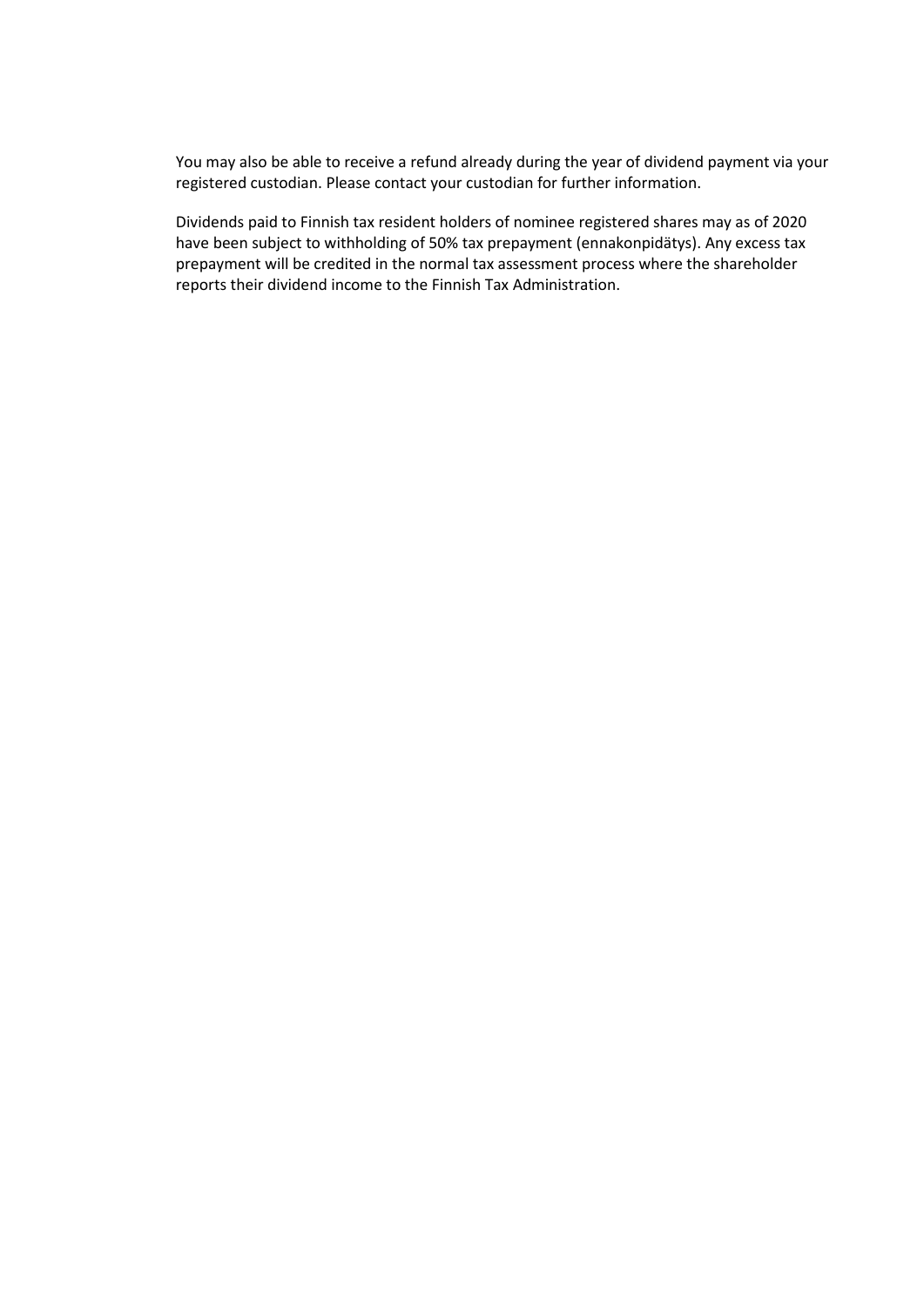You may also be able to receive a refund already during the year of dividend payment via your registered custodian. Please contact your custodian for further information.

Dividends paid to Finnish tax resident holders of nominee registered shares may as of 2020 have been subject to withholding of 50% tax prepayment (ennakonpidätys). Any excess tax prepayment will be credited in the normal tax assessment process where the shareholder reports their dividend income to the Finnish Tax Administration.